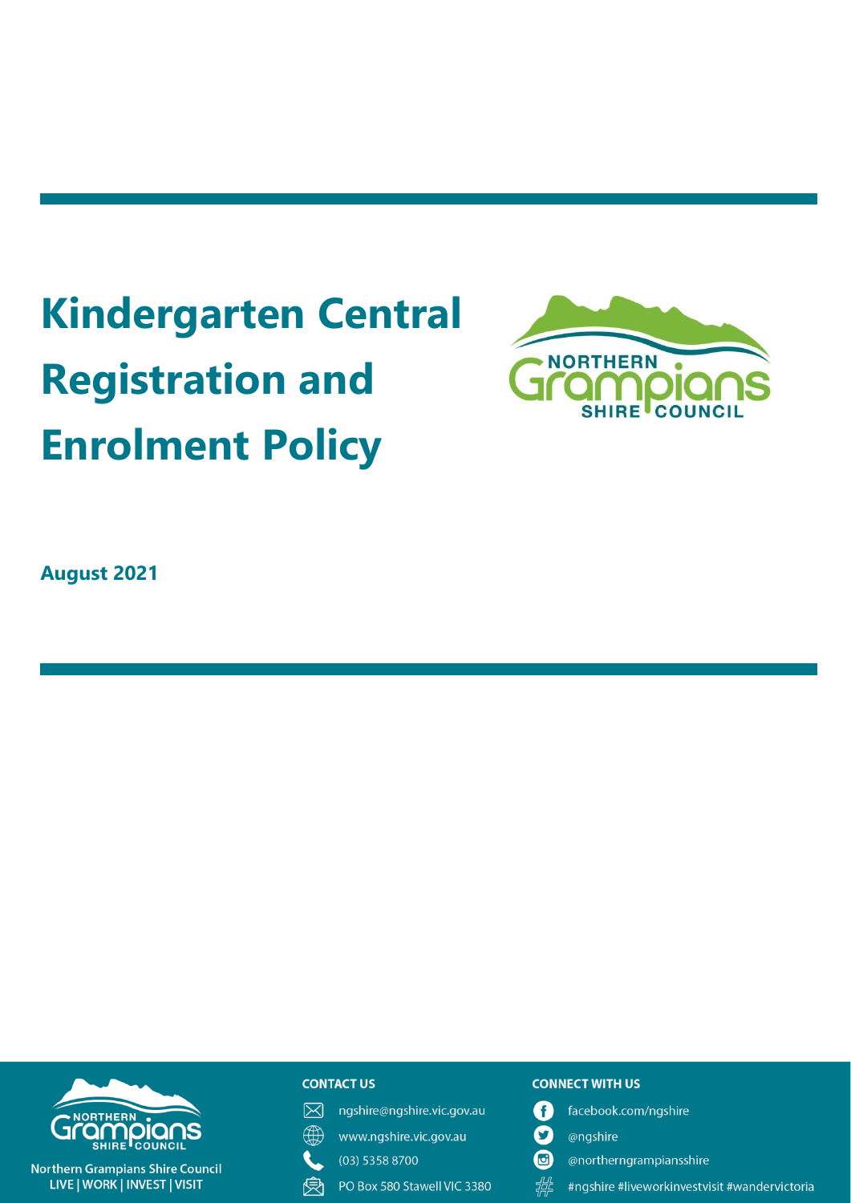# Kindergarten Central Registration and Enrolment Policy

**August 2021**

Northern Grampians Shire Council
LIVE | WORK | INVEST | VISIT

**CONTACT US**

ngshire@ngshire.vic.gov.au
www.ngshire.vic.gov.au
(03) 5358 8700
PO Box 580 Stawell VIC 3380

**CONNECT WITH US**

facebook.com/ngshire
@ngshire
@northerngrampiansshire
#ngshire #liveworkinvestvisit #wandervictoria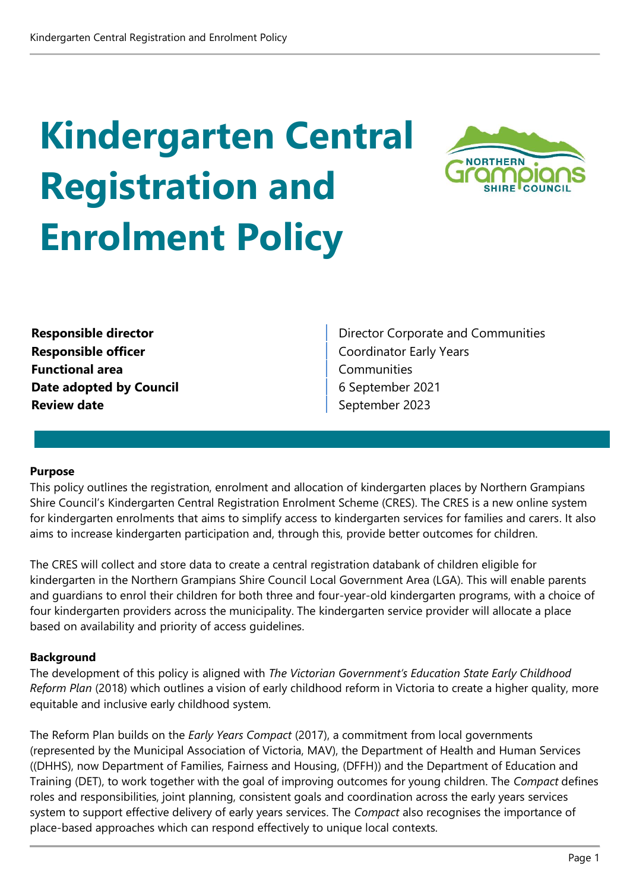# Kindergarten Central Registration and Enrolment Policy

| | |
|---|---|
| **Responsible director** | Director Corporate and Communities |
| **Responsible officer** | Coordinator Early Years |
| **Functional area** | Communities |
| **Date adopted by Council** | 6 September 2021 |
| **Review date** | September 2023 |

**Purpose**

This policy outlines the registration, enrolment and allocation of kindergarten places by Northern Grampians Shire Council's Kindergarten Central Registration Enrolment Scheme (CRES). The CRES is a new online system for kindergarten enrolments that aims to simplify access to kindergarten services for families and carers. It also aims to increase kindergarten participation and, through this, provide better outcomes for children.

The CRES will collect and store data to create a central registration databank of children eligible for kindergarten in the Northern Grampians Shire Council Local Government Area (LGA). This will enable parents and guardians to enrol their children for both three and four-year-old kindergarten programs, with a choice of four kindergarten providers across the municipality. The kindergarten service provider will allocate a place based on availability and priority of access guidelines.

**Background**

The development of this policy is aligned with *The Victorian Government's Education State Early Childhood Reform Plan* (2018) which outlines a vision of early childhood reform in Victoria to create a higher quality, more equitable and inclusive early childhood system.

The Reform Plan builds on the *Early Years Compact* (2017), a commitment from local governments (represented by the Municipal Association of Victoria, MAV), the Department of Health and Human Services ((DHHS), now Department of Families, Fairness and Housing, (DFFH)) and the Department of Education and Training (DET), to work together with the goal of improving outcomes for young children. The *Compact* defines roles and responsibilities, joint planning, consistent goals and coordination across the early years services system to support effective delivery of early years services. The *Compact* also recognises the importance of place-based approaches which can respond effectively to unique local contexts.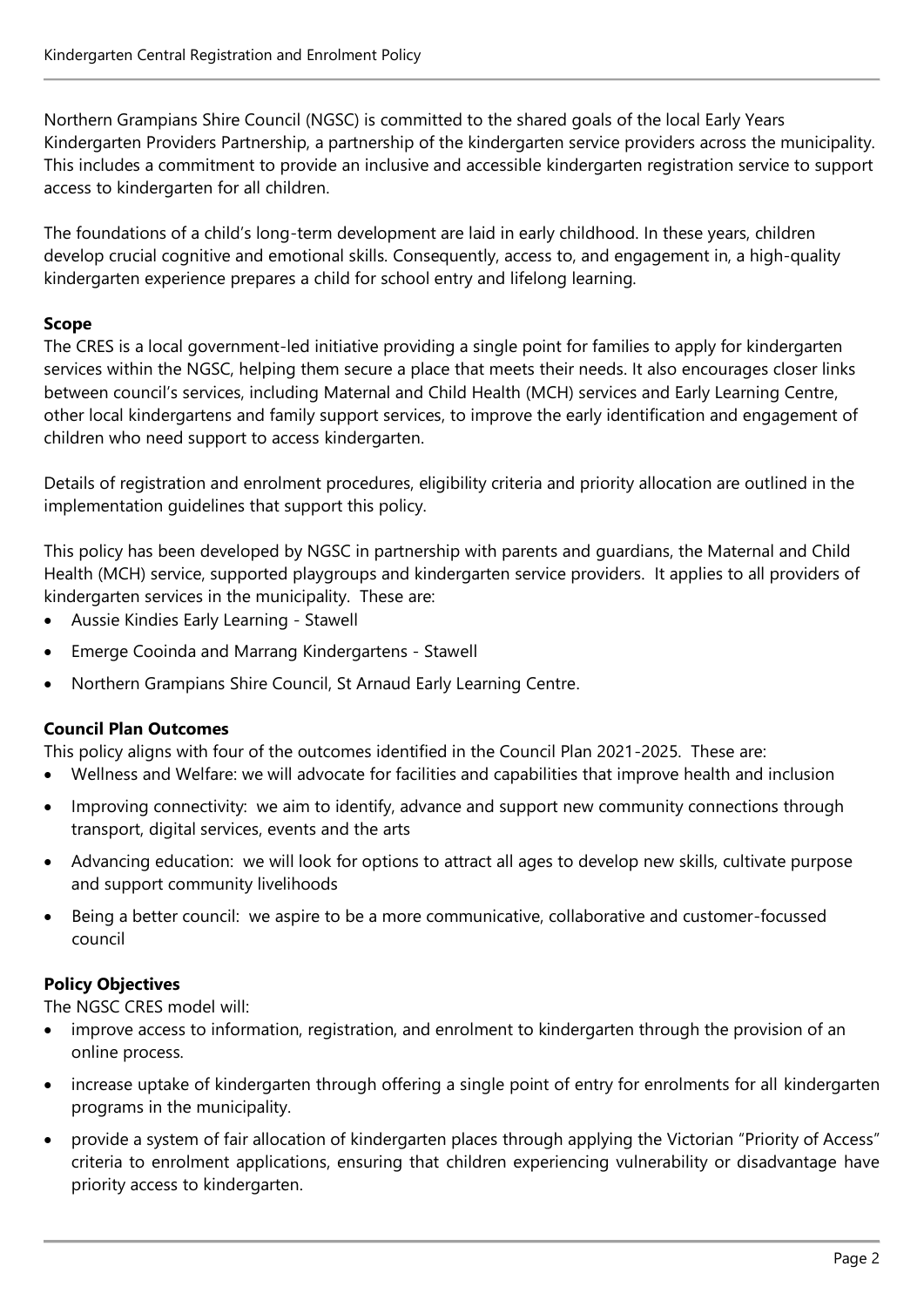Northern Grampians Shire Council (NGSC) is committed to the shared goals of the local Early Years Kindergarten Providers Partnership, a partnership of the kindergarten service providers across the municipality. This includes a commitment to provide an inclusive and accessible kindergarten registration service to support access to kindergarten for all children.

The foundations of a child's long-term development are laid in early childhood. In these years, children develop crucial cognitive and emotional skills. Consequently, access to, and engagement in, a high-quality kindergarten experience prepares a child for school entry and lifelong learning.

**Scope**

The CRES is a local government-led initiative providing a single point for families to apply for kindergarten services within the NGSC, helping them secure a place that meets their needs. It also encourages closer links between council's services, including Maternal and Child Health (MCH) services and Early Learning Centre, other local kindergartens and family support services, to improve the early identification and engagement of children who need support to access kindergarten.

Details of registration and enrolment procedures, eligibility criteria and priority allocation are outlined in the implementation guidelines that support this policy.

This policy has been developed by NGSC in partnership with parents and guardians, the Maternal and Child Health (MCH) service, supported playgroups and kindergarten service providers. It applies to all providers of kindergarten services in the municipality. These are:

- Aussie Kindies Early Learning - Stawell
- Emerge Cooinda and Marrang Kindergartens - Stawell
- Northern Grampians Shire Council, St Arnaud Early Learning Centre.

**Council Plan Outcomes**

This policy aligns with four of the outcomes identified in the Council Plan 2021-2025. These are:

- Wellness and Welfare: we will advocate for facilities and capabilities that improve health and inclusion
- Improving connectivity: we aim to identify, advance and support new community connections through transport, digital services, events and the arts
- Advancing education: we will look for options to attract all ages to develop new skills, cultivate purpose and support community livelihoods
- Being a better council: we aspire to be a more communicative, collaborative and customer-focussed council

**Policy Objectives**

The NGSC CRES model will:

- improve access to information, registration, and enrolment to kindergarten through the provision of an online process.
- increase uptake of kindergarten through offering a single point of entry for enrolments for all kindergarten programs in the municipality.
- provide a system of fair allocation of kindergarten places through applying the Victorian "Priority of Access" criteria to enrolment applications, ensuring that children experiencing vulnerability or disadvantage have priority access to kindergarten.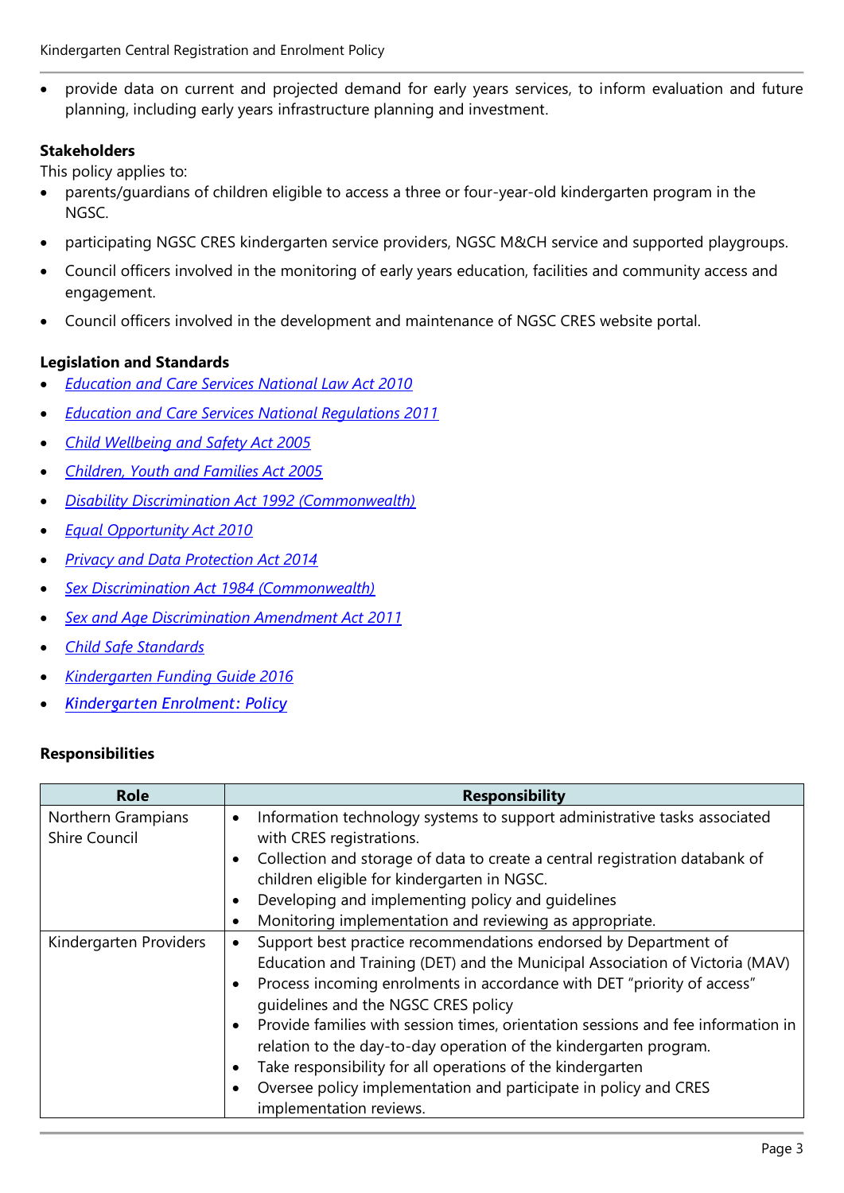- provide data on current and projected demand for early years services, to inform evaluation and future planning, including early years infrastructure planning and investment.

**Stakeholders**

This policy applies to:

- parents/guardians of children eligible to access a three or four-year-old kindergarten program in the NGSC.
- participating NGSC CRES kindergarten service providers, NGSC M&CH service and supported playgroups.
- Council officers involved in the monitoring of early years education, facilities and community access and engagement.
- Council officers involved in the development and maintenance of NGSC CRES website portal.

**Legislation and Standards**

- *Education and Care Services National Law Act 2010*
- *Education and Care Services National Regulations 2011*
- *Child Wellbeing and Safety Act 2005*
- *Children, Youth and Families Act 2005*
- *Disability Discrimination Act 1992 (Commonwealth)*
- *Equal Opportunity Act 2010*
- *Privacy and Data Protection Act 2014*
- *Sex Discrimination Act 1984 (Commonwealth)*
- *Sex and Age Discrimination Amendment Act 2011*
- *Child Safe Standards*
- *Kindergarten Funding Guide 2016*
- *Kindergarten Enrolment: Policy*

**Responsibilities**

| Role | Responsibility |
|---|---|
| Northern Grampians Shire Council | • Information technology systems to support administrative tasks associated with CRES registrations.<br>• Collection and storage of data to create a central registration databank of children eligible for kindergarten in NGSC.<br>• Developing and implementing policy and guidelines<br>• Monitoring implementation and reviewing as appropriate. |
| Kindergarten Providers | • Support best practice recommendations endorsed by Department of Education and Training (DET) and the Municipal Association of Victoria (MAV)<br>• Process incoming enrolments in accordance with DET "priority of access" guidelines and the NGSC CRES policy<br>• Provide families with session times, orientation sessions and fee information in relation to the day-to-day operation of the kindergarten program.<br>• Take responsibility for all operations of the kindergarten<br>• Oversee policy implementation and participate in policy and CRES implementation reviews. |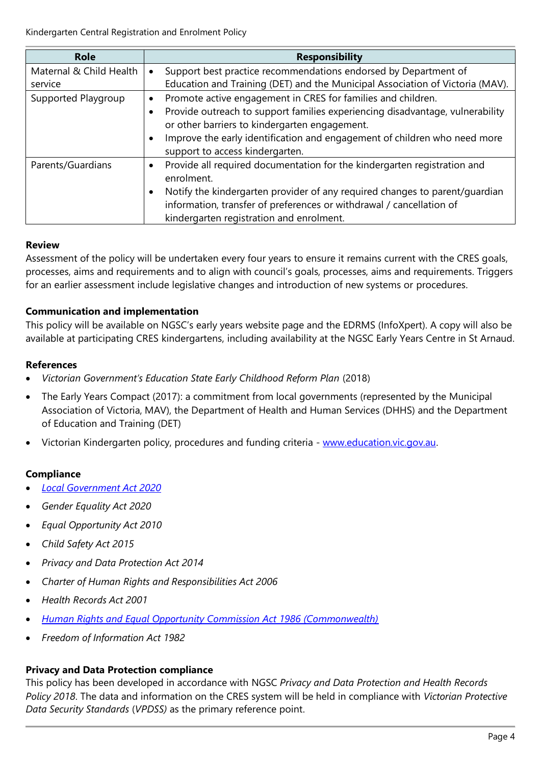| Role | Responsibility |
| --- | --- |
| Maternal & Child Health service | • Support best practice recommendations endorsed by Department of Education and Training (DET) and the Municipal Association of Victoria (MAV). |
| Supported Playgroup | • Promote active engagement in CRES for families and children.<br>• Provide outreach to support families experiencing disadvantage, vulnerability or other barriers to kindergarten engagement.<br>• Improve the early identification and engagement of children who need more support to access kindergarten. |
| Parents/Guardians | • Provide all required documentation for the kindergarten registration and enrolment.<br>• Notify the kindergarten provider of any required changes to parent/guardian information, transfer of preferences or withdrawal / cancellation of kindergarten registration and enrolment. |

**Review**

Assessment of the policy will be undertaken every four years to ensure it remains current with the CRES goals, processes, aims and requirements and to align with council's goals, processes, aims and requirements. Triggers for an earlier assessment include legislative changes and introduction of new systems or procedures.

**Communication and implementation**

This policy will be available on NGSC's early years website page and the EDRMS (InfoXpert). A copy will also be available at participating CRES kindergartens, including availability at the NGSC Early Years Centre in St Arnaud.

**References**

- *Victorian Government's Education State Early Childhood Reform Plan* (2018)
- The Early Years Compact (2017): a commitment from local governments (represented by the Municipal Association of Victoria, MAV), the Department of Health and Human Services (DHHS) and the Department of Education and Training (DET)
- Victorian Kindergarten policy, procedures and funding criteria - www.education.vic.gov.au.

**Compliance**

- *Local Government Act 2020*
- *Gender Equality Act 2020*
- *Equal Opportunity Act 2010*
- *Child Safety Act 2015*
- *Privacy and Data Protection Act 2014*
- *Charter of Human Rights and Responsibilities Act 2006*
- *Health Records Act 2001*
- *Human Rights and Equal Opportunity Commission Act 1986 (Commonwealth)*
- *Freedom of Information Act 1982*

**Privacy and Data Protection compliance**

This policy has been developed in accordance with NGSC *Privacy and Data Protection and Health Records Policy 2018*. The data and information on the CRES system will be held in compliance with *Victorian Protective Data Security Standards* (*VPDSS)* as the primary reference point.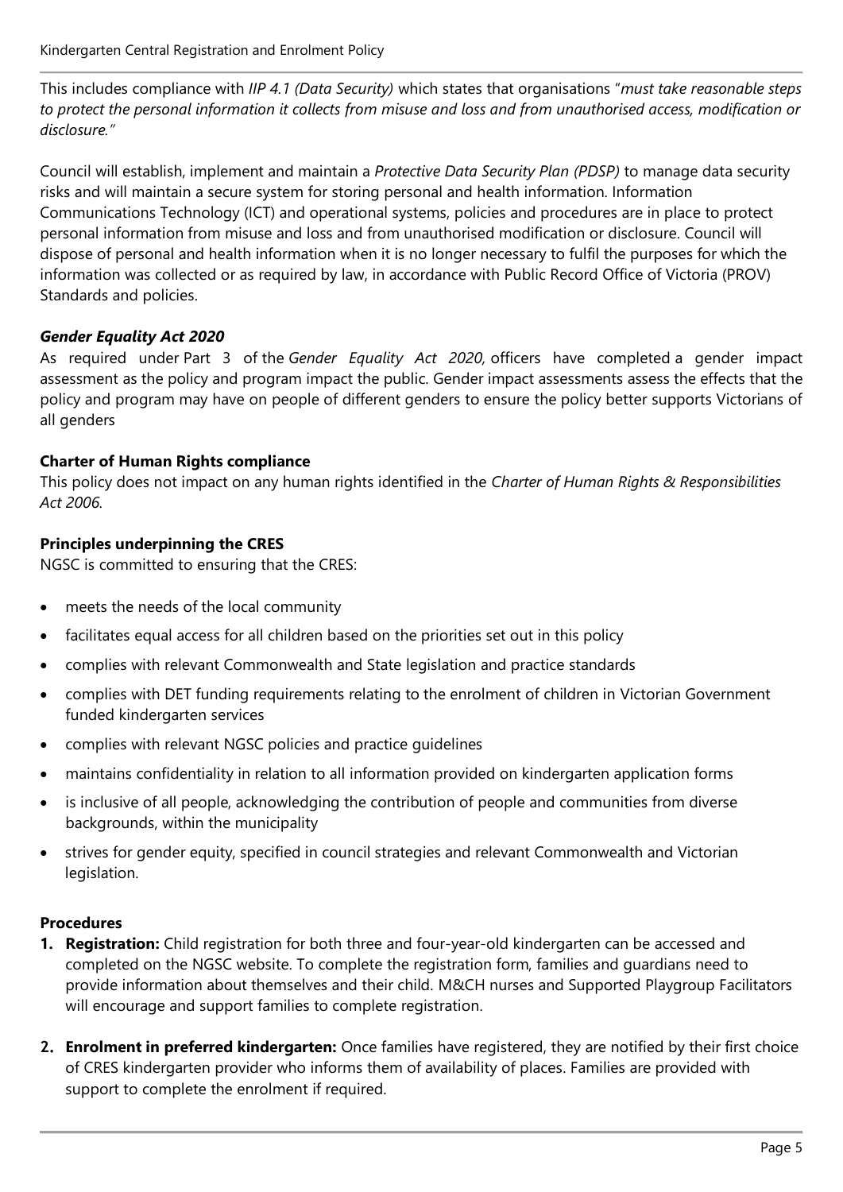This includes compliance with *IIP 4.1 (Data Security)* which states that organisations "*must take reasonable steps to protect the personal information it collects from misuse and loss and from unauthorised access, modification or disclosure.*"

Council will establish, implement and maintain a *Protective Data Security Plan (PDSP)* to manage data security risks and will maintain a secure system for storing personal and health information. Information Communications Technology (ICT) and operational systems, policies and procedures are in place to protect personal information from misuse and loss and from unauthorised modification or disclosure. Council will dispose of personal and health information when it is no longer necessary to fulfil the purposes for which the information was collected or as required by law, in accordance with Public Record Office of Victoria (PROV) Standards and policies.

### *Gender Equality Act 2020*

As required under Part 3 of the *Gender Equality Act 2020,* officers have completed a gender impact assessment as the policy and program impact the public. Gender impact assessments assess the effects that the policy and program may have on people of different genders to ensure the policy better supports Victorians of all genders

### Charter of Human Rights compliance

This policy does not impact on any human rights identified in the *Charter of Human Rights & Responsibilities Act 2006.*

### Principles underpinning the CRES

NGSC is committed to ensuring that the CRES:

- meets the needs of the local community
- facilitates equal access for all children based on the priorities set out in this policy
- complies with relevant Commonwealth and State legislation and practice standards
- complies with DET funding requirements relating to the enrolment of children in Victorian Government funded kindergarten services
- complies with relevant NGSC policies and practice guidelines
- maintains confidentiality in relation to all information provided on kindergarten application forms
- is inclusive of all people, acknowledging the contribution of people and communities from diverse backgrounds, within the municipality
- strives for gender equity, specified in council strategies and relevant Commonwealth and Victorian legislation.

### Procedures

1. **Registration:** Child registration for both three and four-year-old kindergarten can be accessed and completed on the NGSC website. To complete the registration form, families and guardians need to provide information about themselves and their child. M&CH nurses and Supported Playgroup Facilitators will encourage and support families to complete registration.
2. **Enrolment in preferred kindergarten:** Once families have registered, they are notified by their first choice of CRES kindergarten provider who informs them of availability of places. Families are provided with support to complete the enrolment if required.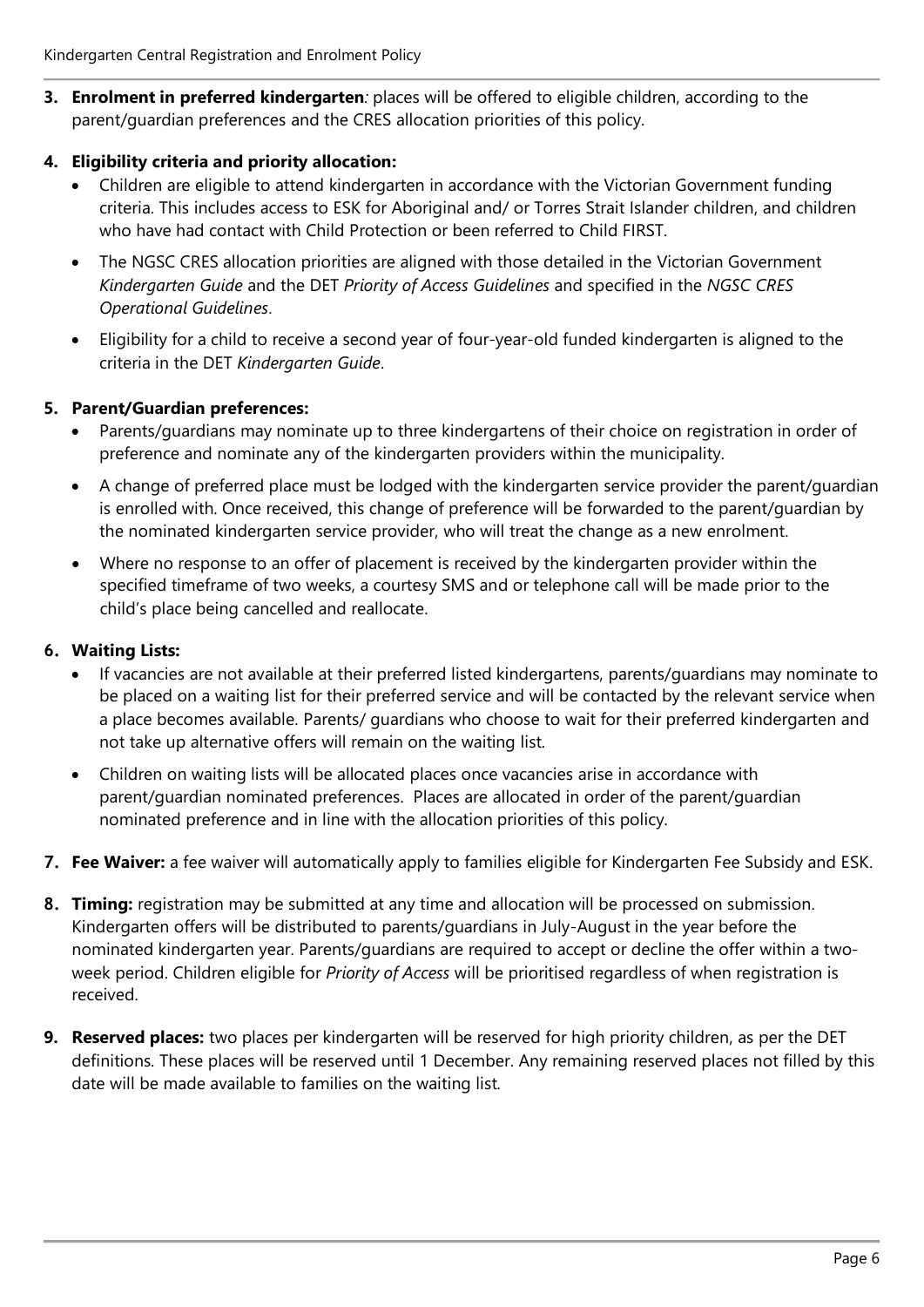3. **Enrolment in preferred kindergarten***:* places will be offered to eligible children, according to the parent/guardian preferences and the CRES allocation priorities of this policy.

4. **Eligibility criteria and priority allocation:**
   - Children are eligible to attend kindergarten in accordance with the Victorian Government funding criteria. This includes access to ESK for Aboriginal and/ or Torres Strait Islander children, and children who have had contact with Child Protection or been referred to Child FIRST.
   - The NGSC CRES allocation priorities are aligned with those detailed in the Victorian Government *Kindergarten Guide* and the DET *Priority of Access Guidelines* and specified in the *NGSC CRES Operational Guidelines*.
   - Eligibility for a child to receive a second year of four-year-old funded kindergarten is aligned to the criteria in the DET *Kindergarten Guide*.

5. **Parent/Guardian preferences:**
   - Parents/guardians may nominate up to three kindergartens of their choice on registration in order of preference and nominate any of the kindergarten providers within the municipality.
   - A change of preferred place must be lodged with the kindergarten service provider the parent/guardian is enrolled with. Once received, this change of preference will be forwarded to the parent/guardian by the nominated kindergarten service provider, who will treat the change as a new enrolment.
   - Where no response to an offer of placement is received by the kindergarten provider within the specified timeframe of two weeks, a courtesy SMS and or telephone call will be made prior to the child's place being cancelled and reallocate.

6. **Waiting Lists:**
   - If vacancies are not available at their preferred listed kindergartens, parents/guardians may nominate to be placed on a waiting list for their preferred service and will be contacted by the relevant service when a place becomes available. Parents/ guardians who choose to wait for their preferred kindergarten and not take up alternative offers will remain on the waiting list.
   - Children on waiting lists will be allocated places once vacancies arise in accordance with parent/guardian nominated preferences. Places are allocated in order of the parent/guardian nominated preference and in line with the allocation priorities of this policy.

7. **Fee Waiver:** a fee waiver will automatically apply to families eligible for Kindergarten Fee Subsidy and ESK.

8. **Timing:** registration may be submitted at any time and allocation will be processed on submission. Kindergarten offers will be distributed to parents/guardians in July-August in the year before the nominated kindergarten year. Parents/guardians are required to accept or decline the offer within a two-week period. Children eligible for *Priority of Access* will be prioritised regardless of when registration is received.

9. **Reserved places:** two places per kindergarten will be reserved for high priority children, as per the DET definitions. These places will be reserved until 1 December. Any remaining reserved places not filled by this date will be made available to families on the waiting list.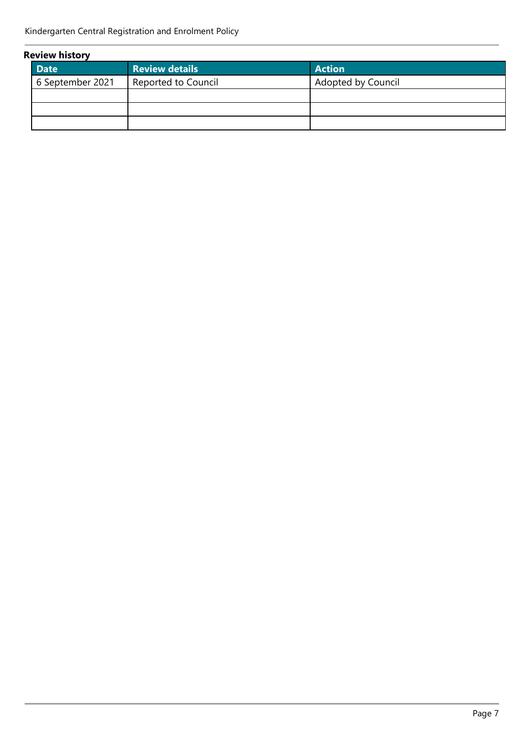**Review history**

| Date | Review details | Action |
| --- | --- | --- |
| 6 September 2021 | Reported to Council | Adopted by Council |
| | | |
| | | |
| | | |